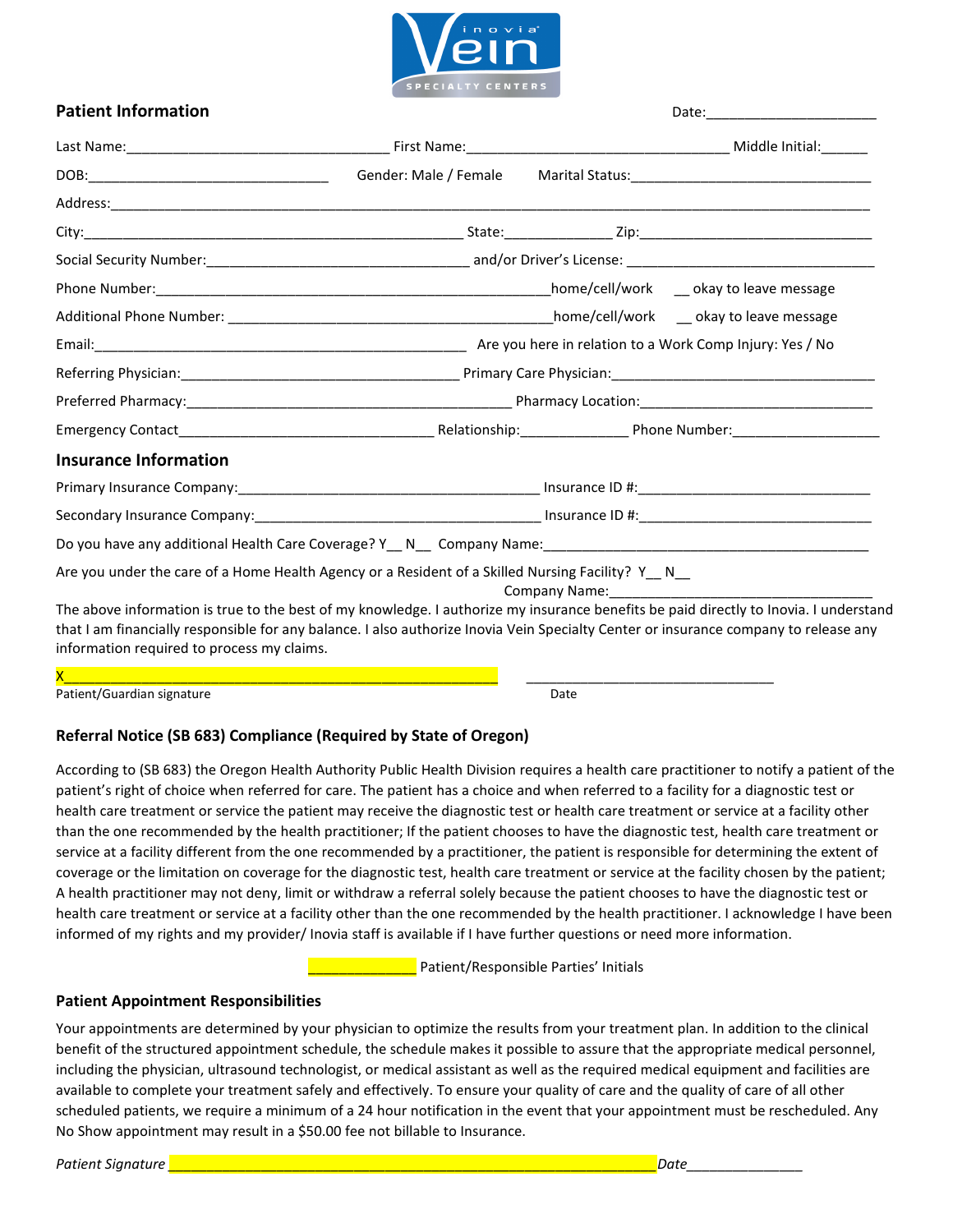Inovia Vein Specialty Centers

## Patient Information

Date:______________________

Last Name:_________________________________ First Name:_________________________________ Middle Initial:______

DOB:_______________________________ Gender: Male / Female Marital Status:________________________________

Address:_____________________________________________________________________________________________

City:________________________________________________ State:_____________ Zip:______________________________

Social Security Number:_________________________________ and/or Driver's License: _______________________________

Phone Number:__________________________________________________home/cell/work __ okay to leave message

Additional Phone Number: _________________________________________home/cell/work __ okay to leave message

Email:_________________________________________________ Are you here in relation to a Work Comp Injury: Yes / No

Referring Physician:___________________________________ Primary Care Physician:____________________________________

Preferred Pharmacy:_________________________________________ Pharmacy Location:______________________________

Emergency Contact________________________________ Relationship:_____________ Phone Number:___________________

## Insurance Information

Primary Insurance Company:______________________________________ Insurance ID #:_____________________________

Secondary Insurance Company:____________________________________ Insurance ID #:_____________________________

Do you have any additional Health Care Coverage? Y__ N__ Company Name:___________________________________________

Are you under the care of a Home Health Agency or a Resident of a Skilled Nursing Facility? Y__ N__
Company Name:__________________________________

The above information is true to the best of my knowledge. I authorize my insurance benefits be paid directly to Inovia. I understand that I am financially responsible for any balance. I also authorize Inovia Vein Specialty Center or insurance company to release any information required to process my claims.

X_______________________________________________________ ________________________________
Patient/Guardian signature Date

### Referral Notice (SB 683) Compliance (Required by State of Oregon)

According to (SB 683) the Oregon Health Authority Public Health Division requires a health care practitioner to notify a patient of the patient's right of choice when referred for care. The patient has a choice and when referred to a facility for a diagnostic test or health care treatment or service the patient may receive the diagnostic test or health care treatment or service at a facility other than the one recommended by the health practitioner; If the patient chooses to have the diagnostic test, health care treatment or service at a facility different from the one recommended by a practitioner, the patient is responsible for determining the extent of coverage or the limitation on coverage for the diagnostic test, health care treatment or service at the facility chosen by the patient; A health practitioner may not deny, limit or withdraw a referral solely because the patient chooses to have the diagnostic test or health care treatment or service at a facility other than the one recommended by the health practitioner. I acknowledge I have been informed of my rights and my provider/ Inovia staff is available if I have further questions or need more information.

_____________ Patient/Responsible Parties' Initials

### Patient Appointment Responsibilities

Your appointments are determined by your physician to optimize the results from your treatment plan. In addition to the clinical benefit of the structured appointment schedule, the schedule makes it possible to assure that the appropriate medical personnel, including the physician, ultrasound technologist, or medical assistant as well as the required medical equipment and facilities are available to complete your treatment safely and effectively. To ensure your quality of care and the quality of care of all other scheduled patients, we require a minimum of a 24 hour notification in the event that your appointment must be rescheduled. Any No Show appointment may result in a $50.00 fee not billable to Insurance.

*Patient Signature* _____________________________________________________________ *Date*_______________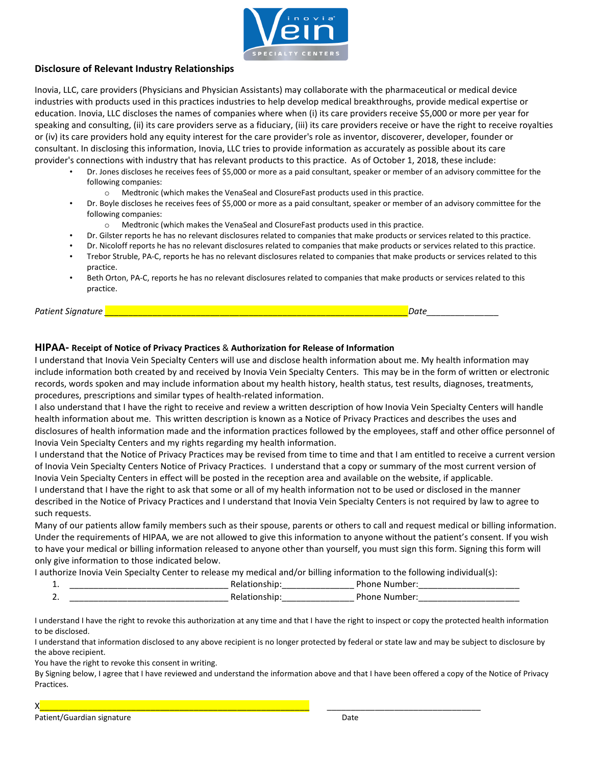## Disclosure of Relevant Industry Relationships

Inovia, LLC, care providers (Physicians and Physician Assistants) may collaborate with the pharmaceutical or medical device industries with products used in this practices industries to help develop medical breakthroughs, provide medical expertise or education. Inovia, LLC discloses the names of companies where when (i) its care providers receive $5,000 or more per year for speaking and consulting, (ii) its care providers serve as a fiduciary, (iii) its care providers receive or have the right to receive royalties or (iv) its care providers hold any equity interest for the care provider's role as inventor, discoverer, developer, founder or consultant. In disclosing this information, Inovia, LLC tries to provide information as accurately as possible about its care provider's connections with industry that has relevant products to this practice. As of October 1, 2018, these include:

- Dr. Jones discloses he receives fees of $5,000 or more as a paid consultant, speaker or member of an advisory committee for the following companies:
  - Medtronic (which makes the VenaSeal and ClosureFast products used in this practice.
- Dr. Boyle discloses he receives fees of $5,000 or more as a paid consultant, speaker or member of an advisory committee for the following companies:
  - Medtronic (which makes the VenaSeal and ClosureFast products used in this practice.
- Dr. Gilster reports he has no relevant disclosures related to companies that make products or services related to this practice.
- Dr. Nicoloff reports he has no relevant disclosures related to companies that make products or services related to this practice.
- Trebor Struble, PA-C, reports he has no relevant disclosures related to companies that make products or services related to this practice.
- Beth Orton, PA-C, reports he has no relevant disclosures related to companies that make products or services related to this practice.

*Patient Signature* ______________________________________________ *Date*_______________

### HIPAA- Receipt of Notice of Privacy Practices & Authorization for Release of Information

I understand that Inovia Vein Specialty Centers will use and disclose health information about me. My health information may include information both created by and received by Inovia Vein Specialty Centers. This may be in the form of written or electronic records, words spoken and may include information about my health history, health status, test results, diagnoses, treatments, procedures, prescriptions and similar types of health-related information.

I also understand that I have the right to receive and review a written description of how Inovia Vein Specialty Centers will handle health information about me. This written description is known as a Notice of Privacy Practices and describes the uses and disclosures of health information made and the information practices followed by the employees, staff and other office personnel of Inovia Vein Specialty Centers and my rights regarding my health information.

I understand that the Notice of Privacy Practices may be revised from time to time and that I am entitled to receive a current version of Inovia Vein Specialty Centers Notice of Privacy Practices. I understand that a copy or summary of the most current version of Inovia Vein Specialty Centers in effect will be posted in the reception area and available on the website, if applicable.

I understand that I have the right to ask that some or all of my health information not to be used or disclosed in the manner described in the Notice of Privacy Practices and I understand that Inovia Vein Specialty Centers is not required by law to agree to such requests.

Many of our patients allow family members such as their spouse, parents or others to call and request medical or billing information. Under the requirements of HIPAA, we are not allowed to give this information to anyone without the patient's consent. If you wish to have your medical or billing information released to anyone other than yourself, you must sign this form. Signing this form will only give information to those indicated below.

I authorize Inovia Vein Specialty Center to release my medical and/or billing information to the following individual(s):

1. ________________________________ Relationship:_______________ Phone Number:_____________________
2. ________________________________ Relationship:_______________ Phone Number:_____________________

I understand I have the right to revoke this authorization at any time and that I have the right to inspect or copy the protected health information to be disclosed.

I understand that information disclosed to any above recipient is no longer protected by federal or state law and may be subject to disclosure by the above recipient.

You have the right to revoke this consent in writing.

By Signing below, I agree that I have reviewed and understand the information above and that I have been offered a copy of the Notice of Privacy Practices.

X______________________________________________ ________________________________

Patient/Guardian signature Date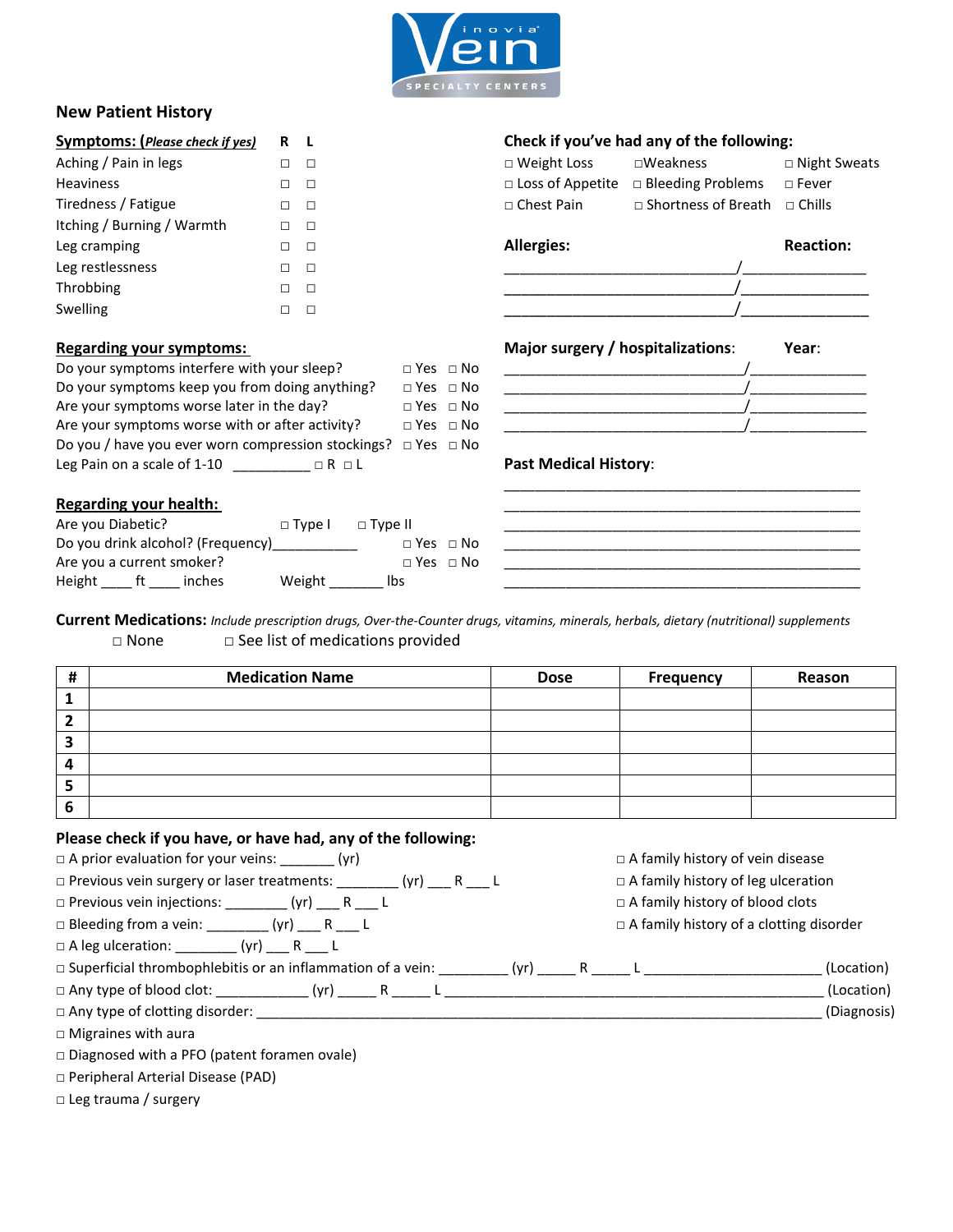Vein inovia SPECIALTY CENTERS

## New Patient History

**Symptoms: (*Please check if yes*)**

| | R | L |
|---|---|---|
| Aching / Pain in legs | □ | □ |
| Heaviness | □ | □ |
| Tiredness / Fatigue | □ | □ |
| Itching / Burning / Warmth | □ | □ |
| Leg cramping | □ | □ |
| Leg restlessness | □ | □ |
| Throbbing | □ | □ |
| Swelling | □ | □ |

**Regarding your symptoms:**

Do your symptoms interfere with your sleep? □ Yes □ No
Do your symptoms keep you from doing anything? □ Yes □ No
Are your symptoms worse later in the day? □ Yes □ No
Are your symptoms worse with or after activity? □ Yes □ No
Do you / have you ever worn compression stockings? □ Yes □ No
Leg Pain on a scale of 1-10 __________ □ R □ L

**Regarding your health:**

Are you Diabetic? □ Type I □ Type II
Do you drink alcohol? (Frequency)___________ □ Yes □ No
Are you a current smoker? □ Yes □ No
Height ____ ft ____ inches Weight _______ lbs

**Check if you've had any of the following:**

□ Weight Loss □Weakness □ Night Sweats
□ Loss of Appetite □ Bleeding Problems □ Fever
□ Chest Pain □ Shortness of Breath □ Chills

**Allergies:** **Reaction:**

____________________________/_______________
____________________________/_______________
____________________________/_______________

**Major surgery / hospitalizations:** **Year:**

______________________________/______________
______________________________/______________
______________________________/______________
______________________________/______________

**Past Medical History:**

_____________________________________________
_____________________________________________
_____________________________________________
_____________________________________________
_____________________________________________
_____________________________________________

**Current Medications:** *Include prescription drugs, Over-the-Counter drugs, vitamins, minerals, herbals, dietary (nutritional) supplements*

□ None □ See list of medications provided

| # | Medication Name | Dose | Frequency | Reason |
|---|---|---|---|---|
| 1 | | | | |
| 2 | | | | |
| 3 | | | | |
| 4 | | | | |
| 5 | | | | |
| 6 | | | | |

**Please check if you have, or have had, any of the following:**

□ A prior evaluation for your veins: _______ (yr)
□ Previous vein surgery or laser treatments: ________ (yr) ___ R ___ L
□ Previous vein injections: ________ (yr) ___ R ___ L
□ Bleeding from a vein: ________ (yr) ___ R ___ L
□ A leg ulceration: ________ (yr) ___ R ___ L
□ Superficial thrombophlebitis or an inflammation of a vein: _________ (yr) _____ R _____ L _______________________ (Location)
□ Any type of blood clot: ____________ (yr) _____ R _____ L __________________________________________________ (Location)
□ Any type of clotting disorder: __________________________________________________________________________ (Diagnosis)
□ Migraines with aura
□ Diagnosed with a PFO (patent foramen ovale)
□ Peripheral Arterial Disease (PAD)
□ Leg trauma / surgery

□ A family history of vein disease
□ A family history of leg ulceration
□ A family history of blood clots
□ A family history of a clotting disorder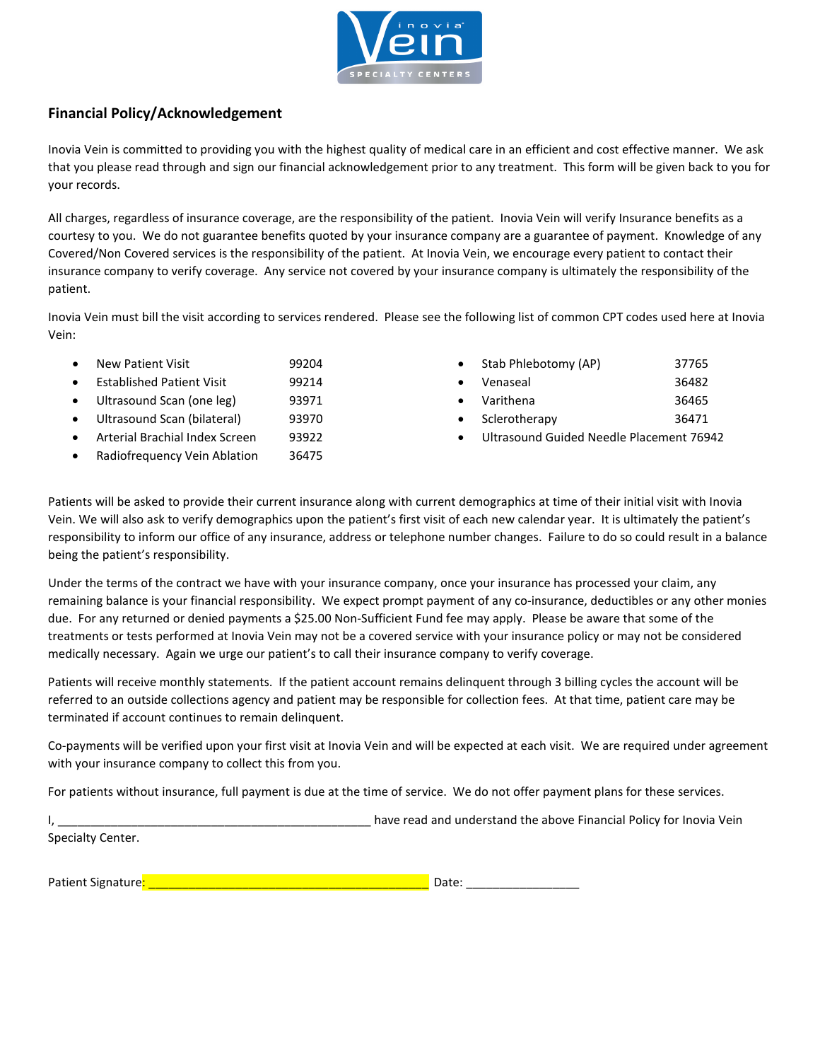## Financial Policy/Acknowledgement

Inovia Vein is committed to providing you with the highest quality of medical care in an efficient and cost effective manner. We ask that you please read through and sign our financial acknowledgement prior to any treatment. This form will be given back to you for your records.

All charges, regardless of insurance coverage, are the responsibility of the patient. Inovia Vein will verify Insurance benefits as a courtesy to you. We do not guarantee benefits quoted by your insurance company are a guarantee of payment. Knowledge of any Covered/Non Covered services is the responsibility of the patient. At Inovia Vein, we encourage every patient to contact their insurance company to verify coverage. Any service not covered by your insurance company is ultimately the responsibility of the patient.

Inovia Vein must bill the visit according to services rendered. Please see the following list of common CPT codes used here at Inovia Vein:

- New Patient Visit 99204
- Established Patient Visit 99214
- Ultrasound Scan (one leg) 93971
- Ultrasound Scan (bilateral) 93970
- Arterial Brachial Index Screen 93922
- Radiofrequency Vein Ablation 36475
- Stab Phlebotomy (AP) 37765
- Venaseal 36482
- Varithena 36465
- Sclerotherapy 36471
- Ultrasound Guided Needle Placement 76942

Patients will be asked to provide their current insurance along with current demographics at time of their initial visit with Inovia Vein. We will also ask to verify demographics upon the patient's first visit of each new calendar year. It is ultimately the patient's responsibility to inform our office of any insurance, address or telephone number changes. Failure to do so could result in a balance being the patient's responsibility.

Under the terms of the contract we have with your insurance company, once your insurance has processed your claim, any remaining balance is your financial responsibility. We expect prompt payment of any co-insurance, deductibles or any other monies due. For any returned or denied payments a $25.00 Non-Sufficient Fund fee may apply. Please be aware that some of the treatments or tests performed at Inovia Vein may not be a covered service with your insurance policy or may not be considered medically necessary. Again we urge our patient's to call their insurance company to verify coverage.

Patients will receive monthly statements. If the patient account remains delinquent through 3 billing cycles the account will be referred to an outside collections agency and patient may be responsible for collection fees. At that time, patient care may be terminated if account continues to remain delinquent.

Co-payments will be verified upon your first visit at Inovia Vein and will be expected at each visit. We are required under agreement with your insurance company to collect this from you.

For patients without insurance, full payment is due at the time of service. We do not offer payment plans for these services.

I, ________________________________________________ have read and understand the above Financial Policy for Inovia Vein Specialty Center.

Patient Signature: ___________________________________________ Date: _________________